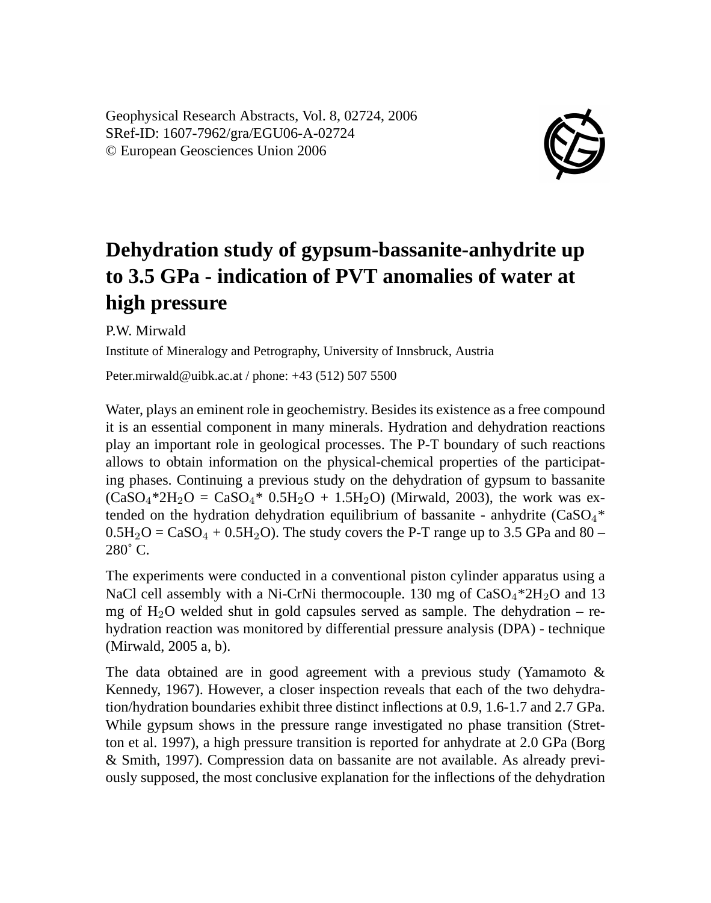Geophysical Research Abstracts, Vol. 8, 02724, 2006
SRef-ID: 1607-7962/gra/EGU06-A-02724
© European Geosciences Union 2006

# Dehydration study of gypsum-bassanite-anhydrite up to 3.5 GPa - indication of PVT anomalies of water at high pressure

P.W. Mirwald

Institute of Mineralogy and Petrography, University of Innsbruck, Austria

Peter.mirwald@uibk.ac.at / phone: +43 (512) 507 5500

Water, plays an eminent role in geochemistry. Besides its existence as a free compound it is an essential component in many minerals. Hydration and dehydration reactions play an important role in geological processes. The P-T boundary of such reactions allows to obtain information on the physical-chemical properties of the participating phases. Continuing a previous study on the dehydration of gypsum to bassanite ($CaSO_4$*$2H_2O$ = $CaSO_4$* $0.5H_2O$ + $1.5H_2O$) (Mirwald, 2003), the work was extended on the hydration dehydration equilibrium of bassanite - anhydrite ($CaSO_4$* $0.5H_2O$ = $CaSO_4$ + $0.5H_2O$). The study covers the P-T range up to 3.5 GPa and 80 – 280˚ C.

The experiments were conducted in a conventional piston cylinder apparatus using a NaCl cell assembly with a Ni-CrNi thermocouple. 130 mg of $CaSO_4$*$2H_2O$ and 13 mg of $H_2O$ welded shut in gold capsules served as sample. The dehydration – rehydration reaction was monitored by differential pressure analysis (DPA) - technique (Mirwald, 2005 a, b).

The data obtained are in good agreement with a previous study (Yamamoto & Kennedy, 1967). However, a closer inspection reveals that each of the two dehydration/hydration boundaries exhibit three distinct inflections at 0.9, 1.6-1.7 and 2.7 GPa. While gypsum shows in the pressure range investigated no phase transition (Stretton et al. 1997), a high pressure transition is reported for anhydrate at 2.0 GPa (Borg & Smith, 1997). Compression data on bassanite are not available. As already previously supposed, the most conclusive explanation for the inflections of the dehydration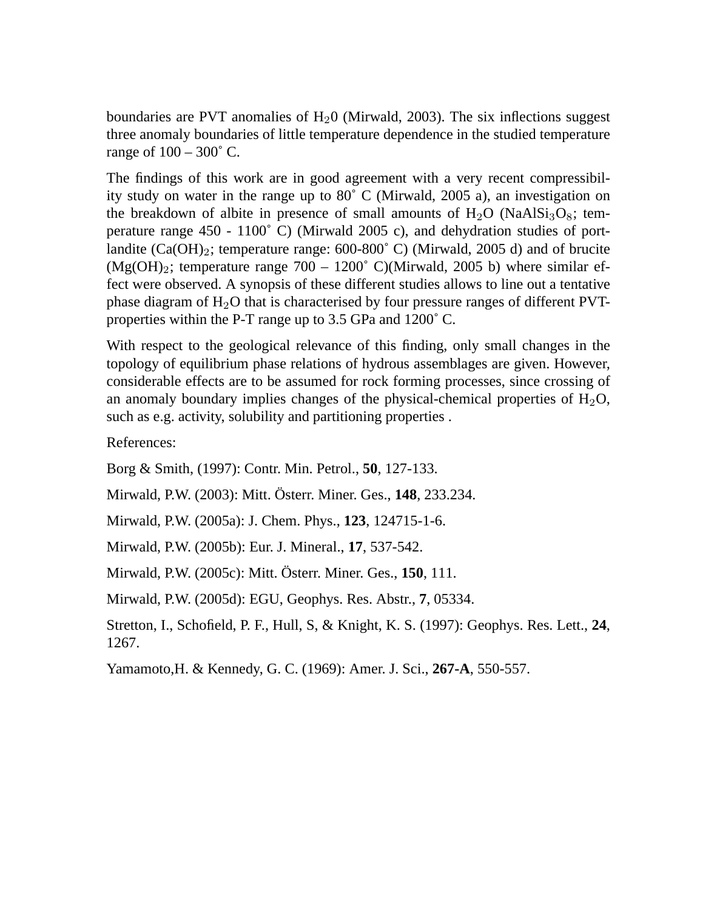boundaries are PVT anomalies of $H_20$ (Mirwald, 2003). The six inflections suggest three anomaly boundaries of little temperature dependence in the studied temperature range of 100 – 300˚ C.

The findings of this work are in good agreement with a very recent compressibility study on water in the range up to 80˚ C (Mirwald, 2005 a), an investigation on the breakdown of albite in presence of small amounts of $H_2O$ ($NaAlSi_3O_8$; temperature range 450 - 1100˚ C) (Mirwald 2005 c), and dehydration studies of portlandite ($Ca(OH)_2$; temperature range: 600-800˚ C) (Mirwald, 2005 d) and of brucite ($Mg(OH)_2$; temperature range 700 – 1200˚ C)(Mirwald, 2005 b) where similar effect were observed. A synopsis of these different studies allows to line out a tentative phase diagram of $H_2O$ that is characterised by four pressure ranges of different PVT-properties within the P-T range up to 3.5 GPa and 1200˚ C.

With respect to the geological relevance of this finding, only small changes in the topology of equilibrium phase relations of hydrous assemblages are given. However, considerable effects are to be assumed for rock forming processes, since crossing of an anomaly boundary implies changes of the physical-chemical properties of $H_2O$, such as e.g. activity, solubility and partitioning properties .

References:

Borg & Smith, (1997): Contr. Min. Petrol., **50**, 127-133.

Mirwald, P.W. (2003): Mitt. Österr. Miner. Ges., **148**, 233.234.

Mirwald, P.W. (2005a): J. Chem. Phys., **123**, 124715-1-6.

Mirwald, P.W. (2005b): Eur. J. Mineral., **17**, 537-542.

Mirwald, P.W. (2005c): Mitt. Österr. Miner. Ges., **150**, 111.

Mirwald, P.W. (2005d): EGU, Geophys. Res. Abstr., **7**, 05334.

Stretton, I., Schofield, P. F., Hull, S, & Knight, K. S. (1997): Geophys. Res. Lett., **24**, 1267.

Yamamoto,H. & Kennedy, G. C. (1969): Amer. J. Sci., **267-A**, 550-557.